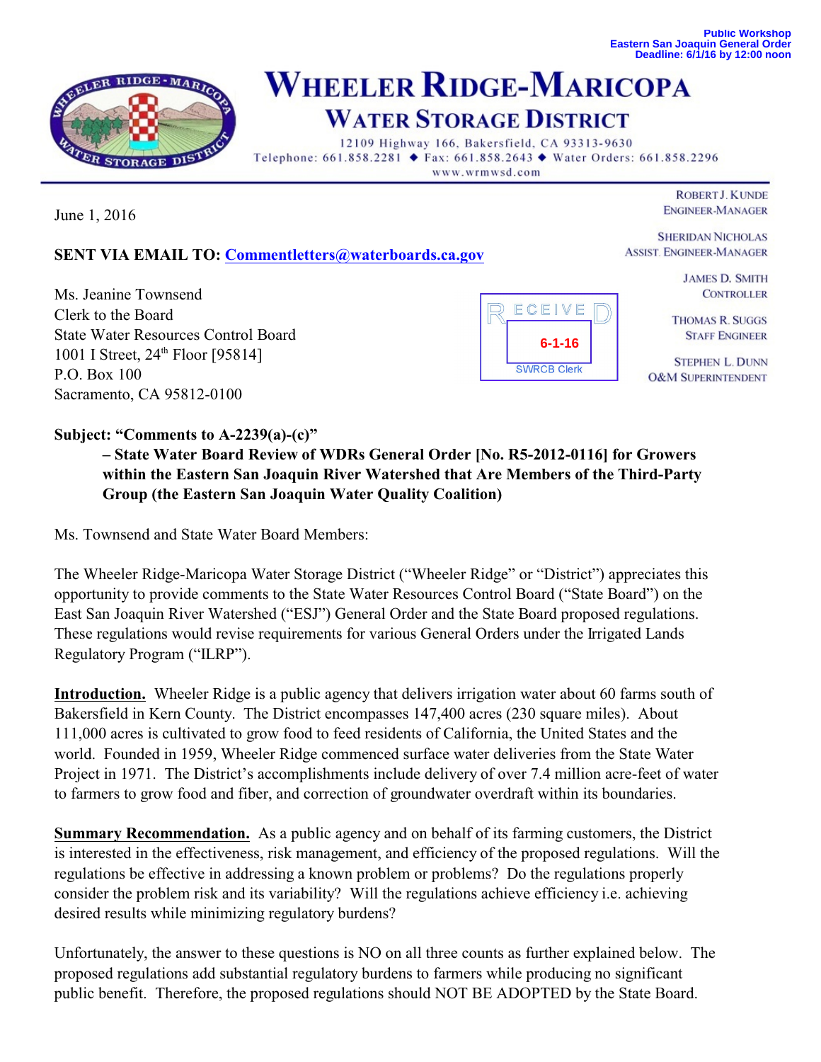Public Workshop
Eastern San Joaquin General Order
Deadline: 6/1/16 by 12:00 noon

# WHEELER RIDGE-MARICOPA
## WATER STORAGE DISTRICT

12109 Highway 166, Bakersfield, CA 93313-9630
Telephone: 661.858.2281 ◆ Fax: 661.858.2643 ◆ Water Orders: 661.858.2296
www.wrmwsd.com

ROBERT J. KUNDE
ENGINEER-MANAGER

SHERIDAN NICHOLAS
ASSIST. ENGINEER-MANAGER

JAMES D. SMITH
CONTROLLER

THOMAS R. SUGGS
STAFF ENGINEER

STEPHEN L. DUNN
O&M SUPERINTENDENT

June 1, 2016

**SENT VIA EMAIL TO:** Commentletters@waterboards.ca.gov

RECEIVED
6-1-16
SWRCB Clerk

Ms. Jeanine Townsend
Clerk to the Board
State Water Resources Control Board
1001 I Street, 24th Floor [95814]
P.O. Box 100
Sacramento, CA 95812-0100

**Subject: "Comments to A-2239(a)-(c)"**
**– State Water Board Review of WDRs General Order [No. R5-2012-0116] for Growers within the Eastern San Joaquin River Watershed that Are Members of the Third-Party Group (the Eastern San Joaquin Water Quality Coalition)**

Ms. Townsend and State Water Board Members:

The Wheeler Ridge-Maricopa Water Storage District ("Wheeler Ridge" or "District") appreciates this opportunity to provide comments to the State Water Resources Control Board ("State Board") on the East San Joaquin River Watershed ("ESJ") General Order and the State Board proposed regulations. These regulations would revise requirements for various General Orders under the Irrigated Lands Regulatory Program ("ILRP").

**Introduction.** Wheeler Ridge is a public agency that delivers irrigation water about 60 farms south of Bakersfield in Kern County. The District encompasses 147,400 acres (230 square miles). About 111,000 acres is cultivated to grow food to feed residents of California, the United States and the world. Founded in 1959, Wheeler Ridge commenced surface water deliveries from the State Water Project in 1971. The District's accomplishments include delivery of over 7.4 million acre-feet of water to farmers to grow food and fiber, and correction of groundwater overdraft within its boundaries.

**Summary Recommendation.** As a public agency and on behalf of its farming customers, the District is interested in the effectiveness, risk management, and efficiency of the proposed regulations. Will the regulations be effective in addressing a known problem or problems? Do the regulations properly consider the problem risk and its variability? Will the regulations achieve efficiency i.e. achieving desired results while minimizing regulatory burdens?

Unfortunately, the answer to these questions is NO on all three counts as further explained below. The proposed regulations add substantial regulatory burdens to farmers while producing no significant public benefit. Therefore, the proposed regulations should NOT BE ADOPTED by the State Board.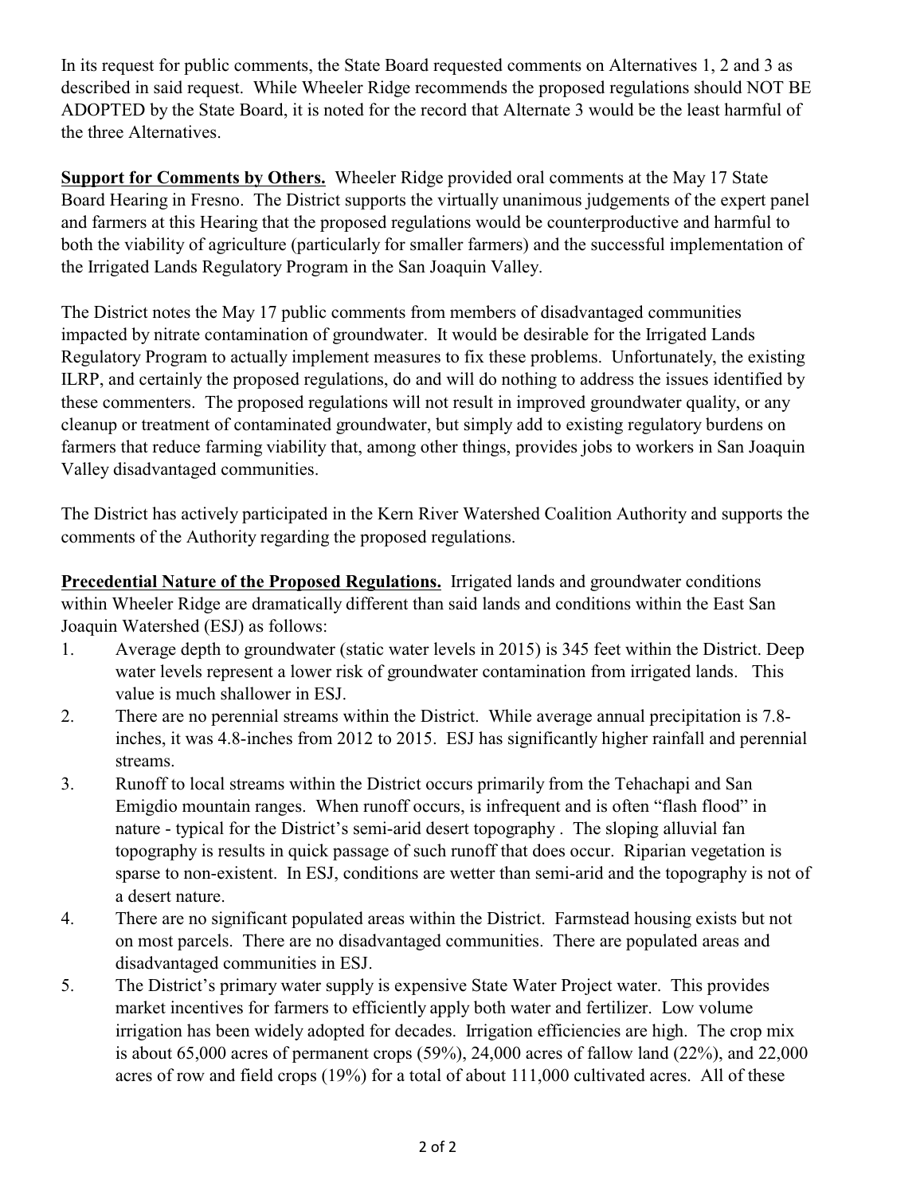In its request for public comments, the State Board requested comments on Alternatives 1, 2 and 3 as described in said request. While Wheeler Ridge recommends the proposed regulations should NOT BE ADOPTED by the State Board, it is noted for the record that Alternate 3 would be the least harmful of the three Alternatives.

**Support for Comments by Others.** Wheeler Ridge provided oral comments at the May 17 State Board Hearing in Fresno. The District supports the virtually unanimous judgements of the expert panel and farmers at this Hearing that the proposed regulations would be counterproductive and harmful to both the viability of agriculture (particularly for smaller farmers) and the successful implementation of the Irrigated Lands Regulatory Program in the San Joaquin Valley.

The District notes the May 17 public comments from members of disadvantaged communities impacted by nitrate contamination of groundwater. It would be desirable for the Irrigated Lands Regulatory Program to actually implement measures to fix these problems. Unfortunately, the existing ILRP, and certainly the proposed regulations, do and will do nothing to address the issues identified by these commenters. The proposed regulations will not result in improved groundwater quality, or any cleanup or treatment of contaminated groundwater, but simply add to existing regulatory burdens on farmers that reduce farming viability that, among other things, provides jobs to workers in San Joaquin Valley disadvantaged communities.

The District has actively participated in the Kern River Watershed Coalition Authority and supports the comments of the Authority regarding the proposed regulations.

**Precedential Nature of the Proposed Regulations.** Irrigated lands and groundwater conditions within Wheeler Ridge are dramatically different than said lands and conditions within the East San Joaquin Watershed (ESJ) as follows:

1. Average depth to groundwater (static water levels in 2015) is 345 feet within the District. Deep water levels represent a lower risk of groundwater contamination from irrigated lands. This value is much shallower in ESJ.
2. There are no perennial streams within the District. While average annual precipitation is 7.8-inches, it was 4.8-inches from 2012 to 2015. ESJ has significantly higher rainfall and perennial streams.
3. Runoff to local streams within the District occurs primarily from the Tehachapi and San Emigdio mountain ranges. When runoff occurs, is infrequent and is often "flash flood" in nature - typical for the District's semi-arid desert topography . The sloping alluvial fan topography is results in quick passage of such runoff that does occur. Riparian vegetation is sparse to non-existent. In ESJ, conditions are wetter than semi-arid and the topography is not of a desert nature.
4. There are no significant populated areas within the District. Farmstead housing exists but not on most parcels. There are no disadvantaged communities. There are populated areas and disadvantaged communities in ESJ.
5. The District's primary water supply is expensive State Water Project water. This provides market incentives for farmers to efficiently apply both water and fertilizer. Low volume irrigation has been widely adopted for decades. Irrigation efficiencies are high. The crop mix is about 65,000 acres of permanent crops (59%), 24,000 acres of fallow land (22%), and 22,000 acres of row and field crops (19%) for a total of about 111,000 cultivated acres. All of these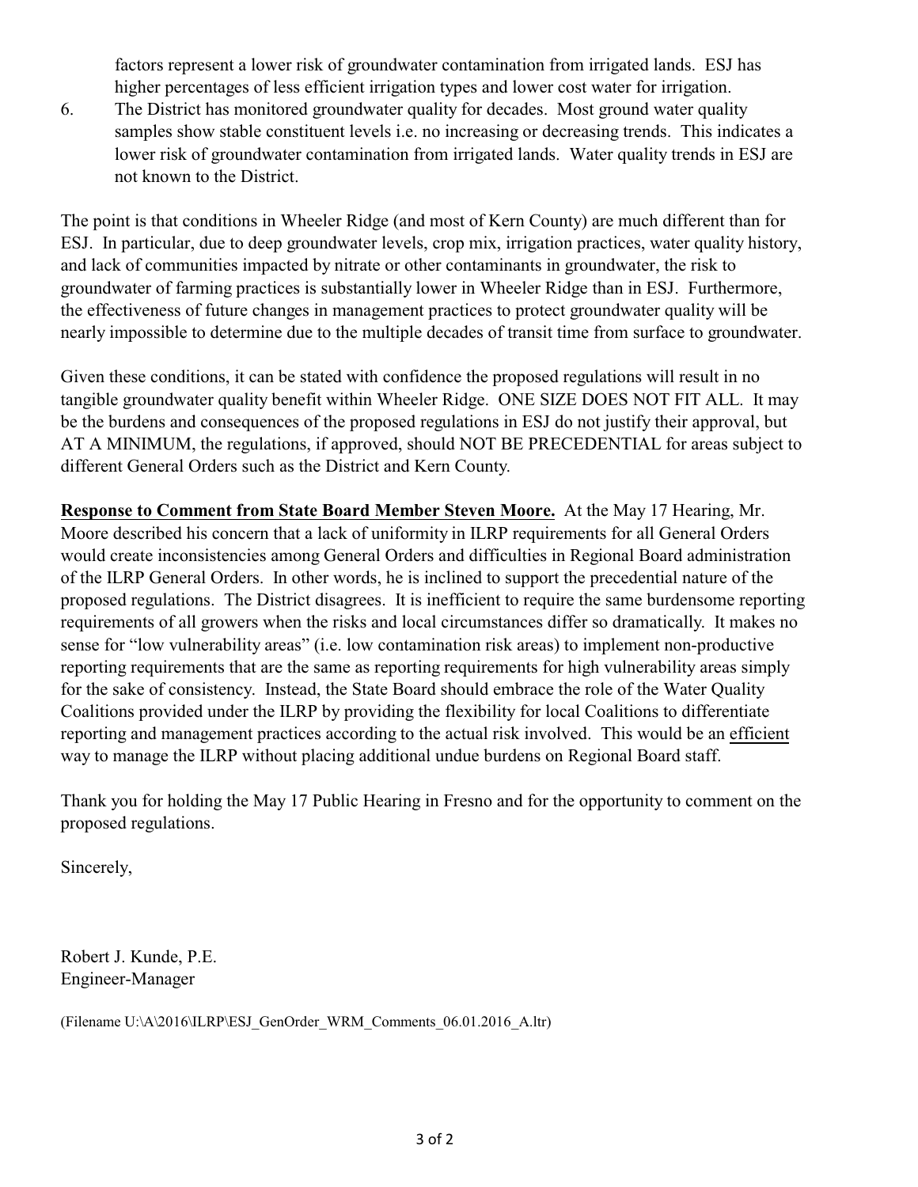factors represent a lower risk of groundwater contamination from irrigated lands. ESJ has higher percentages of less efficient irrigation types and lower cost water for irrigation.

6. The District has monitored groundwater quality for decades. Most ground water quality samples show stable constituent levels i.e. no increasing or decreasing trends. This indicates a lower risk of groundwater contamination from irrigated lands. Water quality trends in ESJ are not known to the District.

The point is that conditions in Wheeler Ridge (and most of Kern County) are much different than for ESJ. In particular, due to deep groundwater levels, crop mix, irrigation practices, water quality history, and lack of communities impacted by nitrate or other contaminants in groundwater, the risk to groundwater of farming practices is substantially lower in Wheeler Ridge than in ESJ. Furthermore, the effectiveness of future changes in management practices to protect groundwater quality will be nearly impossible to determine due to the multiple decades of transit time from surface to groundwater.

Given these conditions, it can be stated with confidence the proposed regulations will result in no tangible groundwater quality benefit within Wheeler Ridge. ONE SIZE DOES NOT FIT ALL. It may be the burdens and consequences of the proposed regulations in ESJ do not justify their approval, but AT A MINIMUM, the regulations, if approved, should NOT BE PRECEDENTIAL for areas subject to different General Orders such as the District and Kern County.

**Response to Comment from State Board Member Steven Moore.** At the May 17 Hearing, Mr. Moore described his concern that a lack of uniformity in ILRP requirements for all General Orders would create inconsistencies among General Orders and difficulties in Regional Board administration of the ILRP General Orders. In other words, he is inclined to support the precedential nature of the proposed regulations. The District disagrees. It is inefficient to require the same burdensome reporting requirements of all growers when the risks and local circumstances differ so dramatically. It makes no sense for "low vulnerability areas" (i.e. low contamination risk areas) to implement non-productive reporting requirements that are the same as reporting requirements for high vulnerability areas simply for the sake of consistency. Instead, the State Board should embrace the role of the Water Quality Coalitions provided under the ILRP by providing the flexibility for local Coalitions to differentiate reporting and management practices according to the actual risk involved. This would be an efficient way to manage the ILRP without placing additional undue burdens on Regional Board staff.

Thank you for holding the May 17 Public Hearing in Fresno and for the opportunity to comment on the proposed regulations.

Sincerely,

Robert J. Kunde, P.E.
Engineer-Manager

(Filename U:\A\2016\ILRP\ESJ_GenOrder_WRM_Comments_06.01.2016_A.ltr)